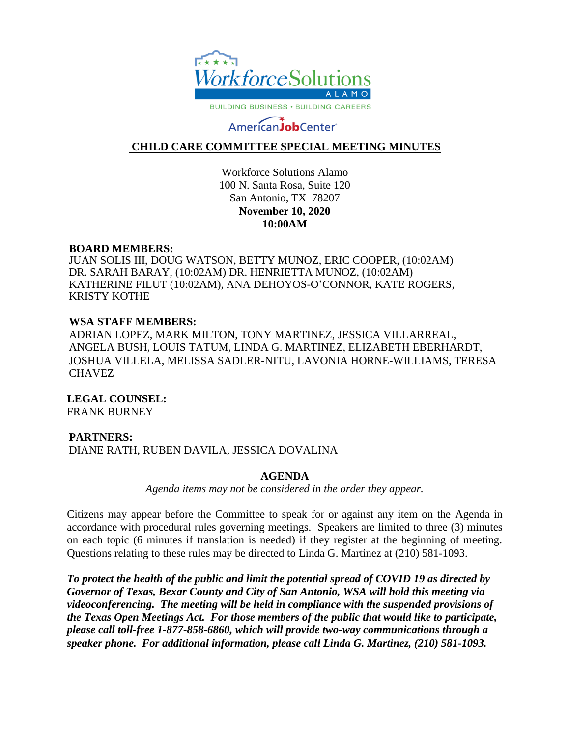Workforce Solutions ALAMO

BUILDING BUSINESS • BUILDING CAREERS

AmericanJobCenter

# CHILD CARE COMMITTEE SPECIAL MEETING MINUTES

Workforce Solutions Alamo
100 N. Santa Rosa, Suite 120
San Antonio, TX 78207
**November 10, 2020**
**10:00AM**

**BOARD MEMBERS:**
JUAN SOLIS III, DOUG WATSON, BETTY MUNOZ, ERIC COOPER, (10:02AM) DR. SARAH BARAY, (10:02AM) DR. HENRIETTA MUNOZ, (10:02AM) KATHERINE FILUT (10:02AM), ANA DEHOYOS-O'CONNOR, KATE ROGERS, KRISTY KOTHE

**WSA STAFF MEMBERS:**
ADRIAN LOPEZ, MARK MILTON, TONY MARTINEZ, JESSICA VILLARREAL, ANGELA BUSH, LOUIS TATUM, LINDA G. MARTINEZ, ELIZABETH EBERHARDT, JOSHUA VILLELA, MELISSA SADLER-NITU, LAVONIA HORNE-WILLIAMS, TERESA CHAVEZ

**LEGAL COUNSEL:**
FRANK BURNEY

**PARTNERS:**
DIANE RATH, RUBEN DAVILA, JESSICA DOVALINA

## AGENDA

*Agenda items may not be considered in the order they appear.*

Citizens may appear before the Committee to speak for or against any item on the Agenda in accordance with procedural rules governing meetings. Speakers are limited to three (3) minutes on each topic (6 minutes if translation is needed) if they register at the beginning of meeting. Questions relating to these rules may be directed to Linda G. Martinez at (210) 581-1093.

***To protect the health of the public and limit the potential spread of COVID 19 as directed by Governor of Texas, Bexar County and City of San Antonio, WSA will hold this meeting via videoconferencing. The meeting will be held in compliance with the suspended provisions of the Texas Open Meetings Act. For those members of the public that would like to participate, please call toll-free 1-877-858-6860, which will provide two-way communications through a speaker phone. For additional information, please call Linda G. Martinez, (210) 581-1093.***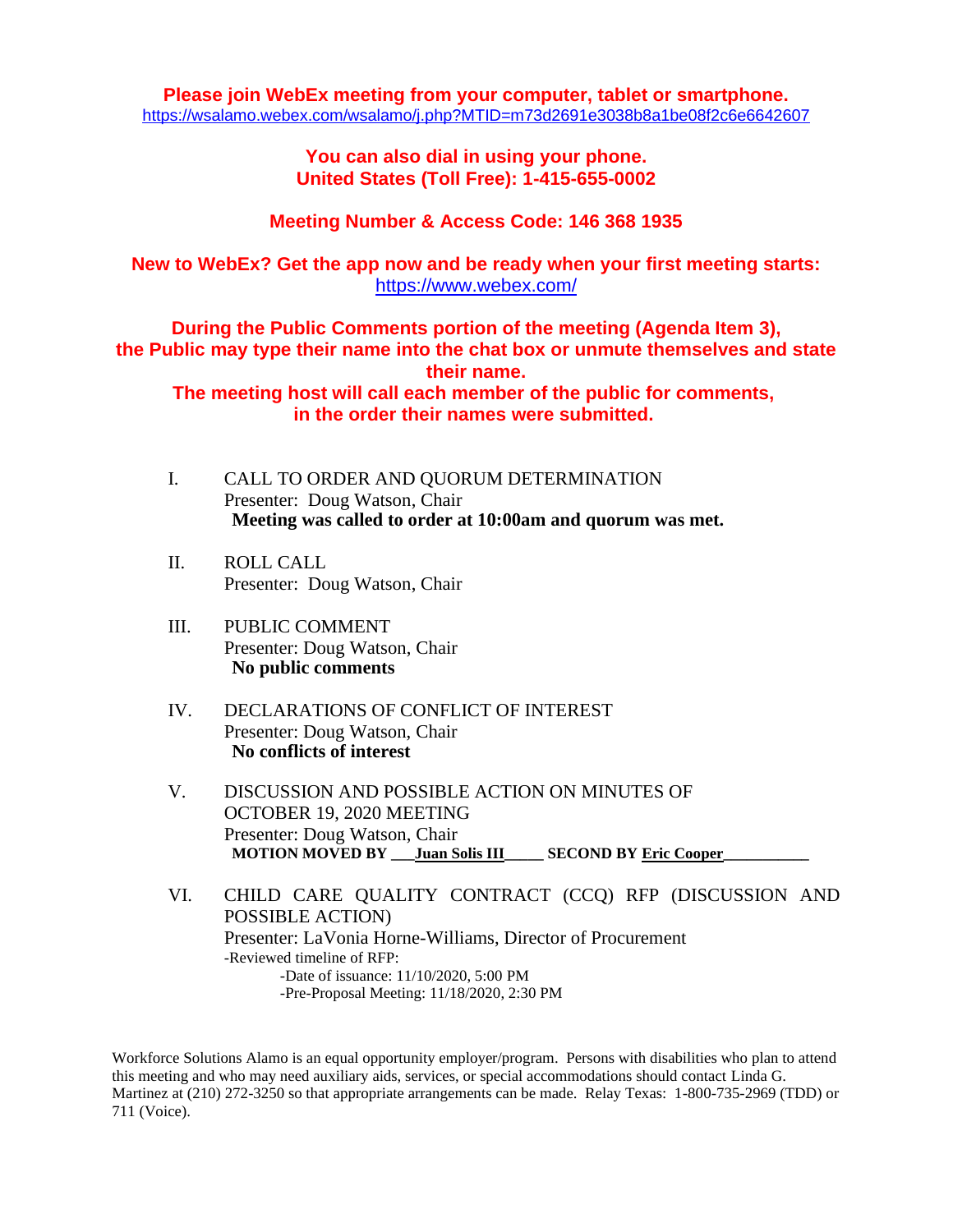**Please join WebEx meeting from your computer, tablet or smartphone.**
https://wsalamo.webex.com/wsalamo/j.php?MTID=m73d2691e3038b8a1be08f2c6e6642607

**You can also dial in using your phone.**
**United States (Toll Free): 1-415-655-0002**

**Meeting Number & Access Code: 146 368 1935**

**New to WebEx? Get the app now and be ready when your first meeting starts:**
https://www.webex.com/

**During the Public Comments portion of the meeting (Agenda Item 3), the Public may type their name into the chat box or unmute themselves and state their name.**
**The meeting host will call each member of the public for comments, in the order their names were submitted.**

I. CALL TO ORDER AND QUORUM DETERMINATION
Presenter: Doug Watson, Chair
**Meeting was called to order at 10:00am and quorum was met.**

II. ROLL CALL
Presenter: Doug Watson, Chair

III. PUBLIC COMMENT
Presenter: Doug Watson, Chair
**No public comments**

IV. DECLARATIONS OF CONFLICT OF INTEREST
Presenter: Doug Watson, Chair
**No conflicts of interest**

V. DISCUSSION AND POSSIBLE ACTION ON MINUTES OF OCTOBER 19, 2020 MEETING
Presenter: Doug Watson, Chair
**MOTION MOVED BY \_\_\_Juan Solis III\_\_\_\_\_ SECOND BY Eric Cooper\_\_\_\_\_\_\_\_\_\_\_**

VI. CHILD CARE QUALITY CONTRACT (CCQ) RFP (DISCUSSION AND POSSIBLE ACTION)
Presenter: LaVonia Horne-Williams, Director of Procurement
-Reviewed timeline of RFP:
  -Date of issuance: 11/10/2020, 5:00 PM
  -Pre-Proposal Meeting: 11/18/2020, 2:30 PM

Workforce Solutions Alamo is an equal opportunity employer/program. Persons with disabilities who plan to attend this meeting and who may need auxiliary aids, services, or special accommodations should contact Linda G. Martinez at (210) 272-3250 so that appropriate arrangements can be made. Relay Texas: 1-800-735-2969 (TDD) or 711 (Voice).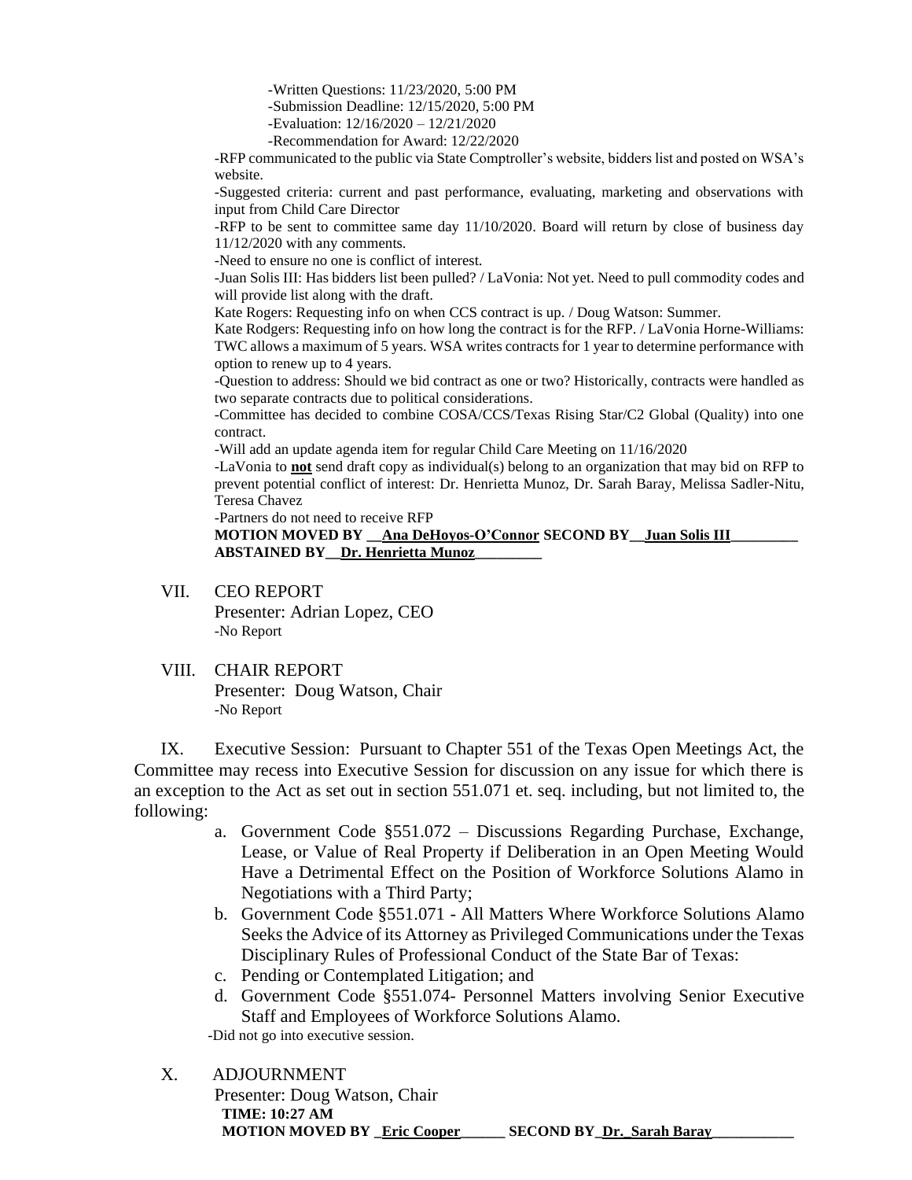-Written Questions: 11/23/2020, 5:00 PM
-Submission Deadline: 12/15/2020, 5:00 PM
-Evaluation: 12/16/2020 – 12/21/2020
-Recommendation for Award: 12/22/2020

-RFP communicated to the public via State Comptroller's website, bidders list and posted on WSA's website.
-Suggested criteria: current and past performance, evaluating, marketing and observations with input from Child Care Director
-RFP to be sent to committee same day 11/10/2020. Board will return by close of business day 11/12/2020 with any comments.
-Need to ensure no one is conflict of interest.
-Juan Solis III: Has bidders list been pulled? / LaVonia: Not yet. Need to pull commodity codes and will provide list along with the draft.
Kate Rogers: Requesting info on when CCS contract is up. / Doug Watson: Summer.
Kate Rodgers: Requesting info on how long the contract is for the RFP. / LaVonia Horne-Williams: TWC allows a maximum of 5 years. WSA writes contracts for 1 year to determine performance with option to renew up to 4 years.
-Question to address: Should we bid contract as one or two? Historically, contracts were handled as two separate contracts due to political considerations.
-Committee has decided to combine COSA/CCS/Texas Rising Star/C2 Global (Quality) into one contract.
-Will add an update agenda item for regular Child Care Meeting on 11/16/2020
-LaVonia to **not** send draft copy as individual(s) belong to an organization that may bid on RFP to prevent potential conflict of interest: Dr. Henrietta Munoz, Dr. Sarah Baray, Melissa Sadler-Nitu, Teresa Chavez
-Partners do not need to receive RFP

**MOTION MOVED BY __Ana DeHoyos-O'Connor SECOND BY__Juan Solis III_________**
**ABSTAINED BY__Dr. Henrietta Munoz_________**

VII. CEO REPORT
Presenter: Adrian Lopez, CEO
-No Report

VIII. CHAIR REPORT
Presenter: Doug Watson, Chair
-No Report

IX. Executive Session: Pursuant to Chapter 551 of the Texas Open Meetings Act, the Committee may recess into Executive Session for discussion on any issue for which there is an exception to the Act as set out in section 551.071 et. seq. including, but not limited to, the following:

a. Government Code §551.072 – Discussions Regarding Purchase, Exchange, Lease, or Value of Real Property if Deliberation in an Open Meeting Would Have a Detrimental Effect on the Position of Workforce Solutions Alamo in Negotiations with a Third Party;
b. Government Code §551.071 - All Matters Where Workforce Solutions Alamo Seeks the Advice of its Attorney as Privileged Communications under the Texas Disciplinary Rules of Professional Conduct of the State Bar of Texas:
c. Pending or Contemplated Litigation; and
d. Government Code §551.074- Personnel Matters involving Senior Executive Staff and Employees of Workforce Solutions Alamo.

-Did not go into executive session.

X. ADJOURNMENT
Presenter: Doug Watson, Chair
**TIME: 10:27 AM**
**MOTION MOVED BY _Eric Cooper______ SECOND BY_Dr._Sarah Baray___________**